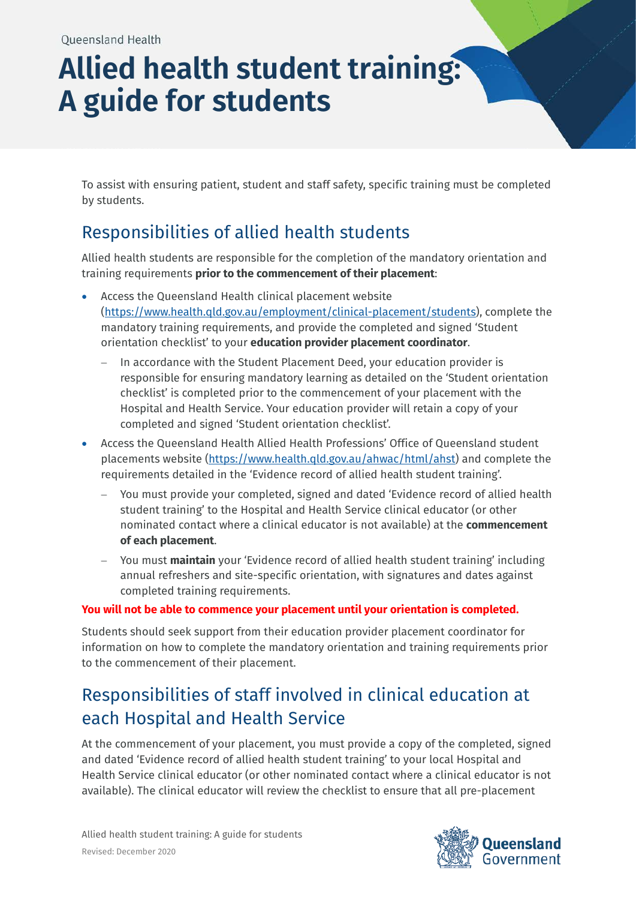Queensland Health

# Allied health student training: A guide for students

To assist with ensuring patient, student and staff safety, specific training must be completed by students.

## Responsibilities of allied health students

Allied health students are responsible for the completion of the mandatory orientation and training requirements **prior to the commencement of their placement**:

- Access the Queensland Health clinical placement website (https://www.health.qld.gov.au/employment/clinical-placement/students), complete the mandatory training requirements, and provide the completed and signed 'Student orientation checklist' to your **education provider placement coordinator**.
  - In accordance with the Student Placement Deed, your education provider is responsible for ensuring mandatory learning as detailed on the 'Student orientation checklist' is completed prior to the commencement of your placement with the Hospital and Health Service. Your education provider will retain a copy of your completed and signed 'Student orientation checklist'.
- Access the Queensland Health Allied Health Professions' Office of Queensland student placements website (https://www.health.qld.gov.au/ahwac/html/ahst) and complete the requirements detailed in the 'Evidence record of allied health student training'.
  - You must provide your completed, signed and dated 'Evidence record of allied health student training' to the Hospital and Health Service clinical educator (or other nominated contact where a clinical educator is not available) at the **commencement of each placement**.
  - You must **maintain** your 'Evidence record of allied health student training' including annual refreshers and site-specific orientation, with signatures and dates against completed training requirements.

**You will not be able to commence your placement until your orientation is completed.**

Students should seek support from their education provider placement coordinator for information on how to complete the mandatory orientation and training requirements prior to the commencement of their placement.

## Responsibilities of staff involved in clinical education at each Hospital and Health Service

At the commencement of your placement, you must provide a copy of the completed, signed and dated 'Evidence record of allied health student training' to your local Hospital and Health Service clinical educator (or other nominated contact where a clinical educator is not available). The clinical educator will review the checklist to ensure that all pre-placement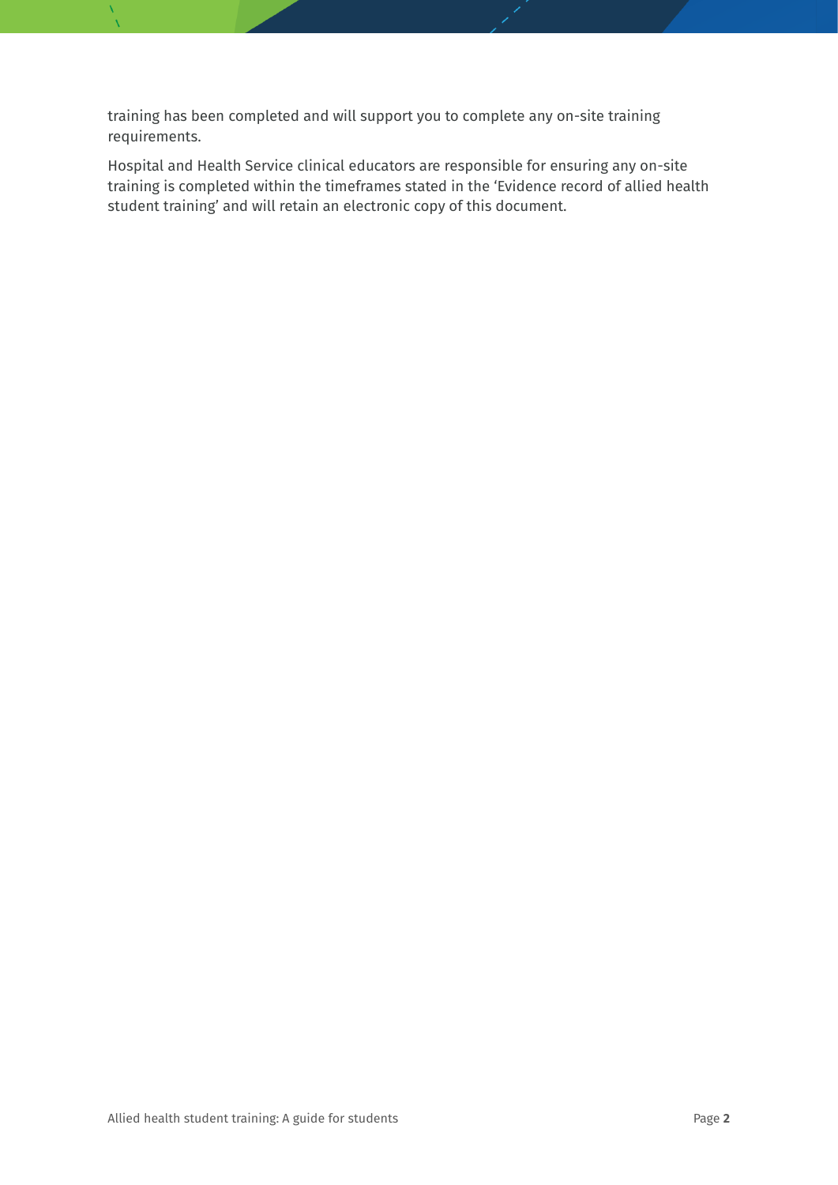training has been completed and will support you to complete any on-site training requirements.

Hospital and Health Service clinical educators are responsible for ensuring any on-site training is completed within the timeframes stated in the ‘Evidence record of allied health student training’ and will retain an electronic copy of this document.